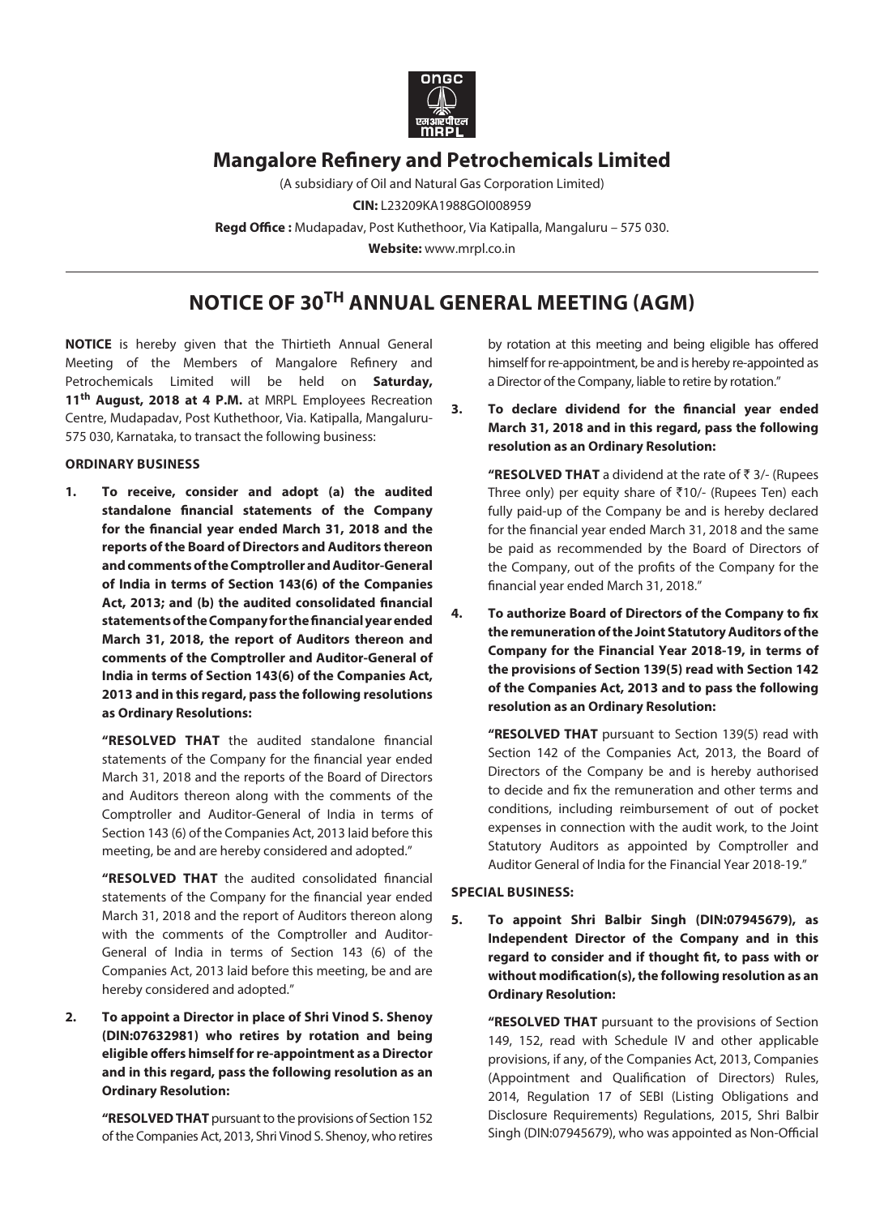# Mangalore Refinery and Petrochemicals Limited

(A subsidiary of Oil and Natural Gas Corporation Limited)

**CIN:** L23209KA1988GOI008959

**Regd Office :** Mudapadav, Post Kuthethoor, Via Katipalla, Mangaluru – 575 030.

**Website:** www.mrpl.co.in

## NOTICE OF 30TH ANNUAL GENERAL MEETING (AGM)

**NOTICE** is hereby given that the Thirtieth Annual General Meeting of the Members of Mangalore Refinery and Petrochemicals Limited will be held on **Saturday, 11th August, 2018 at 4 P.M.** at MRPL Employees Recreation Centre, Mudapadav, Post Kuthethoor, Via. Katipalla, Mangaluru-575 030, Karnataka, to transact the following business:

**ORDINARY BUSINESS**

1. **To receive, consider and adopt (a) the audited standalone financial statements of the Company for the financial year ended March 31, 2018 and the reports of the Board of Directors and Auditors thereon and comments of the Comptroller and Auditor-General of India in terms of Section 143(6) of the Companies Act, 2013; and (b) the audited consolidated financial statements of the Company for the financial year ended March 31, 2018, the report of Auditors thereon and comments of the Comptroller and Auditor-General of India in terms of Section 143(6) of the Companies Act, 2013 and in this regard, pass the following resolutions as Ordinary Resolutions:**

   **"RESOLVED THAT** the audited standalone financial statements of the Company for the financial year ended March 31, 2018 and the reports of the Board of Directors and Auditors thereon along with the comments of the Comptroller and Auditor-General of India in terms of Section 143 (6) of the Companies Act, 2013 laid before this meeting, be and are hereby considered and adopted."

   **"RESOLVED THAT** the audited consolidated financial statements of the Company for the financial year ended March 31, 2018 and the report of Auditors thereon along with the comments of the Comptroller and Auditor-General of India in terms of Section 143 (6) of the Companies Act, 2013 laid before this meeting, be and are hereby considered and adopted."

2. **To appoint a Director in place of Shri Vinod S. Shenoy (DIN:07632981) who retires by rotation and being eligible offers himself for re-appointment as a Director and in this regard, pass the following resolution as an Ordinary Resolution:**

   **"RESOLVED THAT** pursuant to the provisions of Section 152 of the Companies Act, 2013, Shri Vinod S. Shenoy, who retires by rotation at this meeting and being eligible has offered himself for re-appointment, be and is hereby re-appointed as a Director of the Company, liable to retire by rotation."

3. **To declare dividend for the financial year ended March 31, 2018 and in this regard, pass the following resolution as an Ordinary Resolution:**

   **"RESOLVED THAT** a dividend at the rate of ₹ 3/- (Rupees Three only) per equity share of ₹10/- (Rupees Ten) each fully paid-up of the Company be and is hereby declared for the financial year ended March 31, 2018 and the same be paid as recommended by the Board of Directors of the Company, out of the profits of the Company for the financial year ended March 31, 2018."

4. **To authorize Board of Directors of the Company to fix the remuneration of the Joint Statutory Auditors of the Company for the Financial Year 2018-19, in terms of the provisions of Section 139(5) read with Section 142 of the Companies Act, 2013 and to pass the following resolution as an Ordinary Resolution:**

   **"RESOLVED THAT** pursuant to Section 139(5) read with Section 142 of the Companies Act, 2013, the Board of Directors of the Company be and is hereby authorised to decide and fix the remuneration and other terms and conditions, including reimbursement of out of pocket expenses in connection with the audit work, to the Joint Statutory Auditors as appointed by Comptroller and Auditor General of India for the Financial Year 2018-19."

**SPECIAL BUSINESS:**

5. **To appoint Shri Balbir Singh (DIN:07945679), as Independent Director of the Company and in this regard to consider and if thought fit, to pass with or without modification(s), the following resolution as an Ordinary Resolution:**

   **"RESOLVED THAT** pursuant to the provisions of Section 149, 152, read with Schedule IV and other applicable provisions, if any, of the Companies Act, 2013, Companies (Appointment and Qualification of Directors) Rules, 2014, Regulation 17 of SEBI (Listing Obligations and Disclosure Requirements) Regulations, 2015, Shri Balbir Singh (DIN:07945679), who was appointed as Non-Official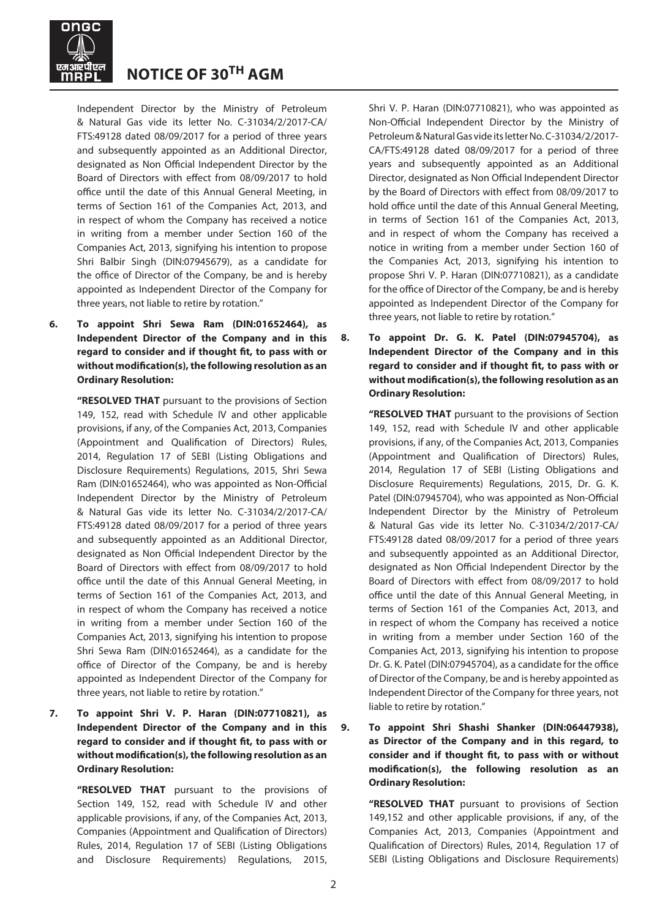Independent Director by the Ministry of Petroleum & Natural Gas vide its letter No. C-31034/2/2017-CA/FTS:49128 dated 08/09/2017 for a period of three years and subsequently appointed as an Additional Director, designated as Non Official Independent Director by the Board of Directors with effect from 08/09/2017 to hold office until the date of this Annual General Meeting, in terms of Section 161 of the Companies Act, 2013, and in respect of whom the Company has received a notice in writing from a member under Section 160 of the Companies Act, 2013, signifying his intention to propose Shri Balbir Singh (DIN:07945679), as a candidate for the office of Director of the Company, be and is hereby appointed as Independent Director of the Company for three years, not liable to retire by rotation."

**6. To appoint Shri Sewa Ram (DIN:01652464), as Independent Director of the Company and in this regard to consider and if thought fit, to pass with or without modification(s), the following resolution as an Ordinary Resolution:**

**"RESOLVED THAT** pursuant to the provisions of Section 149, 152, read with Schedule IV and other applicable provisions, if any, of the Companies Act, 2013, Companies (Appointment and Qualification of Directors) Rules, 2014, Regulation 17 of SEBI (Listing Obligations and Disclosure Requirements) Regulations, 2015, Shri Sewa Ram (DIN:01652464), who was appointed as Non-Official Independent Director by the Ministry of Petroleum & Natural Gas vide its letter No. C-31034/2/2017-CA/FTS:49128 dated 08/09/2017 for a period of three years and subsequently appointed as an Additional Director, designated as Non Official Independent Director by the Board of Directors with effect from 08/09/2017 to hold office until the date of this Annual General Meeting, in terms of Section 161 of the Companies Act, 2013, and in respect of whom the Company has received a notice in writing from a member under Section 160 of the Companies Act, 2013, signifying his intention to propose Shri Sewa Ram (DIN:01652464), as a candidate for the office of Director of the Company, be and is hereby appointed as Independent Director of the Company for three years, not liable to retire by rotation."

**7. To appoint Shri V. P. Haran (DIN:07710821), as Independent Director of the Company and in this regard to consider and if thought fit, to pass with or without modification(s), the following resolution as an Ordinary Resolution:**

**"RESOLVED THAT** pursuant to the provisions of Section 149, 152, read with Schedule IV and other applicable provisions, if any, of the Companies Act, 2013, Companies (Appointment and Qualification of Directors) Rules, 2014, Regulation 17 of SEBI (Listing Obligations and Disclosure Requirements) Regulations, 2015, Shri V. P. Haran (DIN:07710821), who was appointed as Non-Official Independent Director by the Ministry of Petroleum & Natural Gas vide its letter No. C-31034/2/2017-CA/FTS:49128 dated 08/09/2017 for a period of three years and subsequently appointed as an Additional Director, designated as Non Official Independent Director by the Board of Directors with effect from 08/09/2017 to hold office until the date of this Annual General Meeting, in terms of Section 161 of the Companies Act, 2013, and in respect of whom the Company has received a notice in writing from a member under Section 160 of the Companies Act, 2013, signifying his intention to propose Shri V. P. Haran (DIN:07710821), as a candidate for the office of Director of the Company, be and is hereby appointed as Independent Director of the Company for three years, not liable to retire by rotation."

**8. To appoint Dr. G. K. Patel (DIN:07945704), as Independent Director of the Company and in this regard to consider and if thought fit, to pass with or without modification(s), the following resolution as an Ordinary Resolution:**

**"RESOLVED THAT** pursuant to the provisions of Section 149, 152, read with Schedule IV and other applicable provisions, if any, of the Companies Act, 2013, Companies (Appointment and Qualification of Directors) Rules, 2014, Regulation 17 of SEBI (Listing Obligations and Disclosure Requirements) Regulations, 2015, Dr. G. K. Patel (DIN:07945704), who was appointed as Non-Official Independent Director by the Ministry of Petroleum & Natural Gas vide its letter No. C-31034/2/2017-CA/FTS:49128 dated 08/09/2017 for a period of three years and subsequently appointed as an Additional Director, designated as Non Official Independent Director by the Board of Directors with effect from 08/09/2017 to hold office until the date of this Annual General Meeting, in terms of Section 161 of the Companies Act, 2013, and in respect of whom the Company has received a notice in writing from a member under Section 160 of the Companies Act, 2013, signifying his intention to propose Dr. G. K. Patel (DIN:07945704), as a candidate for the office of Director of the Company, be and is hereby appointed as Independent Director of the Company for three years, not liable to retire by rotation."

**9. To appoint Shri Shashi Shanker (DIN:06447938), as Director of the Company and in this regard, to consider and if thought fit, to pass with or without modification(s), the following resolution as an Ordinary Resolution:**

**"RESOLVED THAT** pursuant to provisions of Section 149,152 and other applicable provisions, if any, of the Companies Act, 2013, Companies (Appointment and Qualification of Directors) Rules, 2014, Regulation 17 of SEBI (Listing Obligations and Disclosure Requirements)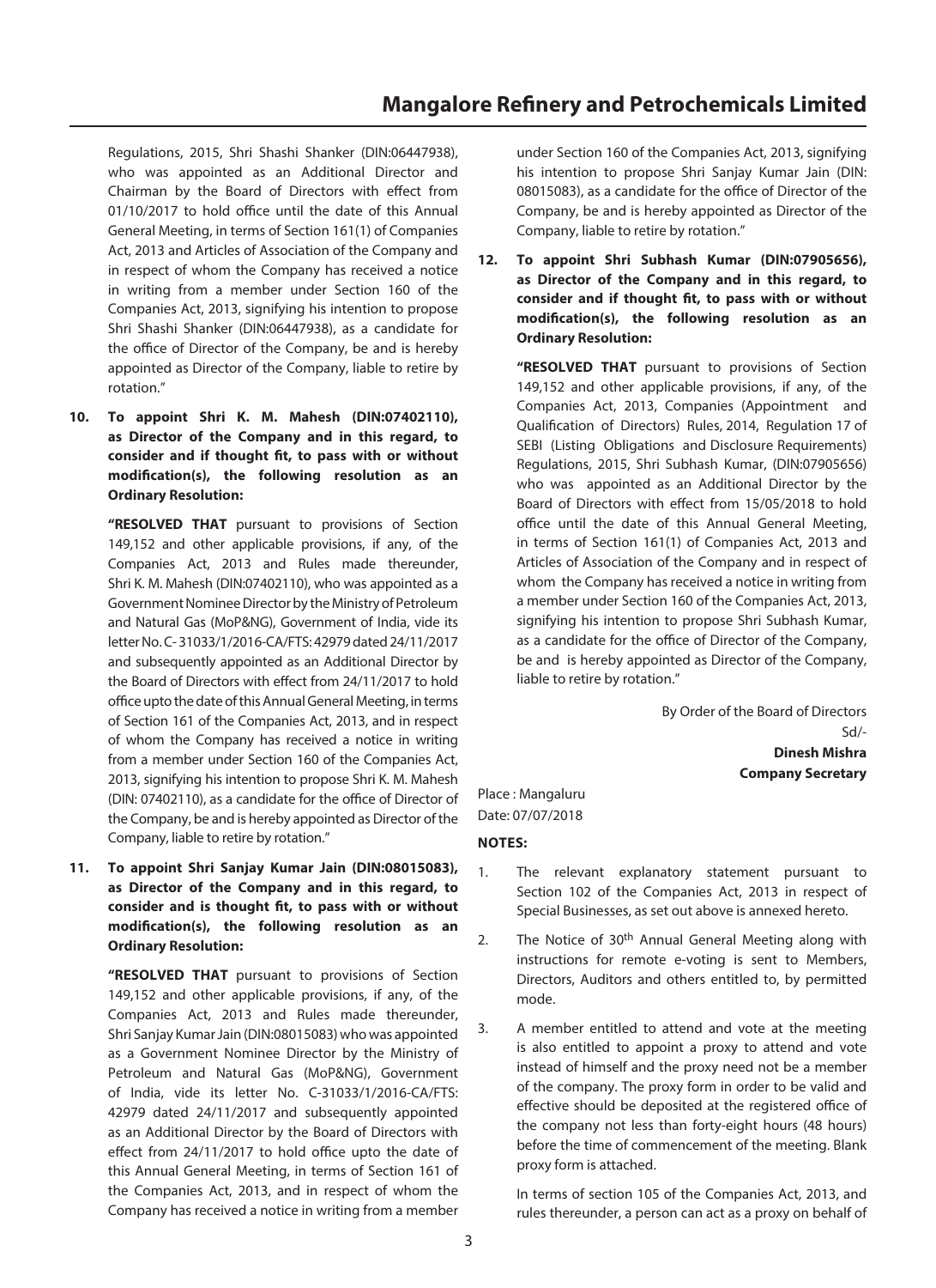Regulations, 2015, Shri Shashi Shanker (DIN:06447938), who was appointed as an Additional Director and Chairman by the Board of Directors with effect from 01/10/2017 to hold office until the date of this Annual General Meeting, in terms of Section 161(1) of Companies Act, 2013 and Articles of Association of the Company and in respect of whom the Company has received a notice in writing from a member under Section 160 of the Companies Act, 2013, signifying his intention to propose Shri Shashi Shanker (DIN:06447938), as a candidate for the office of Director of the Company, be and is hereby appointed as Director of the Company, liable to retire by rotation."

**10. To appoint Shri K. M. Mahesh (DIN:07402110), as Director of the Company and in this regard, to consider and if thought fit, to pass with or without modification(s), the following resolution as an Ordinary Resolution:**

**"RESOLVED THAT** pursuant to provisions of Section 149,152 and other applicable provisions, if any, of the Companies Act, 2013 and Rules made thereunder, Shri K. M. Mahesh (DIN:07402110), who was appointed as a Government Nominee Director by the Ministry of Petroleum and Natural Gas (MoP&NG), Government of India, vide its letter No. C- 31033/1/2016-CA/FTS: 42979 dated 24/11/2017 and subsequently appointed as an Additional Director by the Board of Directors with effect from 24/11/2017 to hold office upto the date of this Annual General Meeting, in terms of Section 161 of the Companies Act, 2013, and in respect of whom the Company has received a notice in writing from a member under Section 160 of the Companies Act, 2013, signifying his intention to propose Shri K. M. Mahesh (DIN: 07402110), as a candidate for the office of Director of the Company, be and is hereby appointed as Director of the Company, liable to retire by rotation."

**11. To appoint Shri Sanjay Kumar Jain (DIN:08015083), as Director of the Company and in this regard, to consider and is thought fit, to pass with or without modification(s), the following resolution as an Ordinary Resolution:**

**"RESOLVED THAT** pursuant to provisions of Section 149,152 and other applicable provisions, if any, of the Companies Act, 2013 and Rules made thereunder, Shri Sanjay Kumar Jain (DIN:08015083) who was appointed as a Government Nominee Director by the Ministry of Petroleum and Natural Gas (MoP&NG), Government of India, vide its letter No. C-31033/1/2016-CA/FTS: 42979 dated 24/11/2017 and subsequently appointed as an Additional Director by the Board of Directors with effect from 24/11/2017 to hold office upto the date of this Annual General Meeting, in terms of Section 161 of the Companies Act, 2013, and in respect of whom the Company has received a notice in writing from a member under Section 160 of the Companies Act, 2013, signifying his intention to propose Shri Sanjay Kumar Jain (DIN: 08015083), as a candidate for the office of Director of the Company, be and is hereby appointed as Director of the Company, liable to retire by rotation."

**12. To appoint Shri Subhash Kumar (DIN:07905656), as Director of the Company and in this regard, to consider and if thought fit, to pass with or without modification(s), the following resolution as an Ordinary Resolution:**

**"RESOLVED THAT** pursuant to provisions of Section 149,152 and other applicable provisions, if any, of the Companies Act, 2013, Companies (Appointment and Qualification of Directors) Rules, 2014, Regulation 17 of SEBI (Listing Obligations and Disclosure Requirements) Regulations, 2015, Shri Subhash Kumar, (DIN:07905656) who was appointed as an Additional Director by the Board of Directors with effect from 15/05/2018 to hold office until the date of this Annual General Meeting, in terms of Section 161(1) of Companies Act, 2013 and Articles of Association of the Company and in respect of whom the Company has received a notice in writing from a member under Section 160 of the Companies Act, 2013, signifying his intention to propose Shri Subhash Kumar, as a candidate for the office of Director of the Company, be and is hereby appointed as Director of the Company, liable to retire by rotation."

By Order of the Board of Directors
Sd/-
**Dinesh Mishra**
**Company Secretary**

Place : Mangaluru
Date: 07/07/2018

**NOTES:**

1. The relevant explanatory statement pursuant to Section 102 of the Companies Act, 2013 in respect of Special Businesses, as set out above is annexed hereto.

2. The Notice of 30th Annual General Meeting along with instructions for remote e-voting is sent to Members, Directors, Auditors and others entitled to, by permitted mode.

3. A member entitled to attend and vote at the meeting is also entitled to appoint a proxy to attend and vote instead of himself and the proxy need not be a member of the company. The proxy form in order to be valid and effective should be deposited at the registered office of the company not less than forty-eight hours (48 hours) before the time of commencement of the meeting. Blank proxy form is attached.

   In terms of section 105 of the Companies Act, 2013, and rules thereunder, a person can act as a proxy on behalf of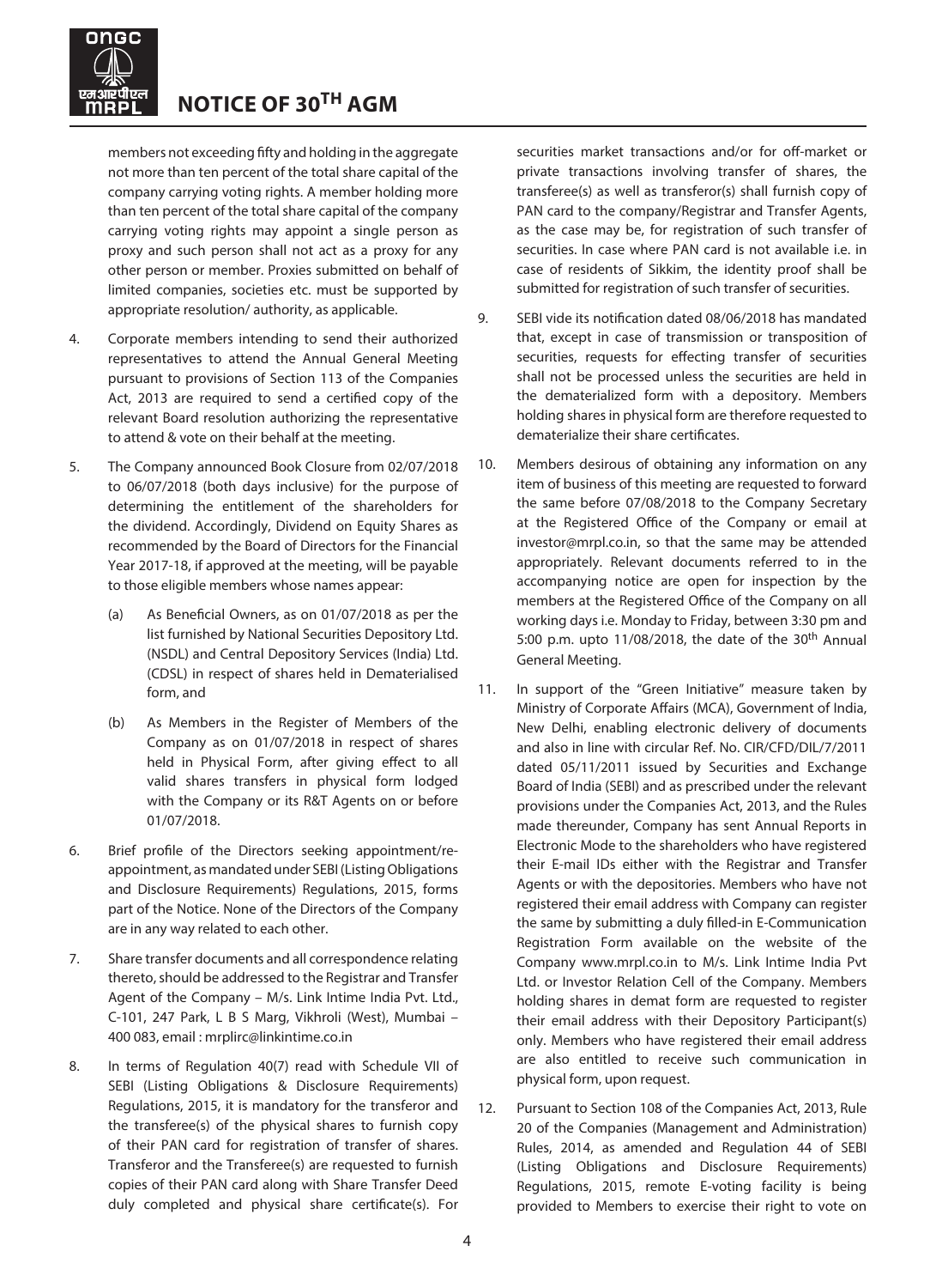members not exceeding fifty and holding in the aggregate not more than ten percent of the total share capital of the company carrying voting rights. A member holding more than ten percent of the total share capital of the company carrying voting rights may appoint a single person as proxy and such person shall not act as a proxy for any other person or member. Proxies submitted on behalf of limited companies, societies etc. must be supported by appropriate resolution/ authority, as applicable.

4. Corporate members intending to send their authorized representatives to attend the Annual General Meeting pursuant to provisions of Section 113 of the Companies Act, 2013 are required to send a certified copy of the relevant Board resolution authorizing the representative to attend & vote on their behalf at the meeting.

5. The Company announced Book Closure from 02/07/2018 to 06/07/2018 (both days inclusive) for the purpose of determining the entitlement of the shareholders for the dividend. Accordingly, Dividend on Equity Shares as recommended by the Board of Directors for the Financial Year 2017-18, if approved at the meeting, will be payable to those eligible members whose names appear:

   (a) As Beneficial Owners, as on 01/07/2018 as per the list furnished by National Securities Depository Ltd. (NSDL) and Central Depository Services (India) Ltd. (CDSL) in respect of shares held in Dematerialised form, and

   (b) As Members in the Register of Members of the Company as on 01/07/2018 in respect of shares held in Physical Form, after giving effect to all valid shares transfers in physical form lodged with the Company or its R&T Agents on or before 01/07/2018.

6. Brief profile of the Directors seeking appointment/re-appointment, as mandated under SEBI (Listing Obligations and Disclosure Requirements) Regulations, 2015, forms part of the Notice. None of the Directors of the Company are in any way related to each other.

7. Share transfer documents and all correspondence relating thereto, should be addressed to the Registrar and Transfer Agent of the Company – M/s. Link Intime India Pvt. Ltd., C-101, 247 Park, L B S Marg, Vikhroli (West), Mumbai – 400 083, email : mrplirc@linkintime.co.in

8. In terms of Regulation 40(7) read with Schedule VII of SEBI (Listing Obligations & Disclosure Requirements) Regulations, 2015, it is mandatory for the transferor and the transferee(s) of the physical shares to furnish copy of their PAN card for registration of transfer of shares. Transferor and the Transferee(s) are requested to furnish copies of their PAN card along with Share Transfer Deed duly completed and physical share certificate(s). For securities market transactions and/or for off-market or private transactions involving transfer of shares, the transferee(s) as well as transferor(s) shall furnish copy of PAN card to the company/Registrar and Transfer Agents, as the case may be, for registration of such transfer of securities. In case where PAN card is not available i.e. in case of residents of Sikkim, the identity proof shall be submitted for registration of such transfer of securities.

9. SEBI vide its notification dated 08/06/2018 has mandated that, except in case of transmission or transposition of securities, requests for effecting transfer of securities shall not be processed unless the securities are held in the dematerialized form with a depository. Members holding shares in physical form are therefore requested to dematerialize their share certificates.

10. Members desirous of obtaining any information on any item of business of this meeting are requested to forward the same before 07/08/2018 to the Company Secretary at the Registered Office of the Company or email at investor@mrpl.co.in, so that the same may be attended appropriately. Relevant documents referred to in the accompanying notice are open for inspection by the members at the Registered Office of the Company on all working days i.e. Monday to Friday, between 3:30 pm and 5:00 p.m. upto 11/08/2018, the date of the 30th Annual General Meeting.

11. In support of the "Green Initiative" measure taken by Ministry of Corporate Affairs (MCA), Government of India, New Delhi, enabling electronic delivery of documents and also in line with circular Ref. No. CIR/CFD/DIL/7/2011 dated 05/11/2011 issued by Securities and Exchange Board of India (SEBI) and as prescribed under the relevant provisions under the Companies Act, 2013, and the Rules made thereunder, Company has sent Annual Reports in Electronic Mode to the shareholders who have registered their E-mail IDs either with the Registrar and Transfer Agents or with the depositories. Members who have not registered their email address with Company can register the same by submitting a duly filled-in E-Communication Registration Form available on the website of the Company www.mrpl.co.in to M/s. Link Intime India Pvt Ltd. or Investor Relation Cell of the Company. Members holding shares in demat form are requested to register their email address with their Depository Participant(s) only. Members who have registered their email address are also entitled to receive such communication in physical form, upon request.

12. Pursuant to Section 108 of the Companies Act, 2013, Rule 20 of the Companies (Management and Administration) Rules, 2014, as amended and Regulation 44 of SEBI (Listing Obligations and Disclosure Requirements) Regulations, 2015, remote E-voting facility is being provided to Members to exercise their right to vote on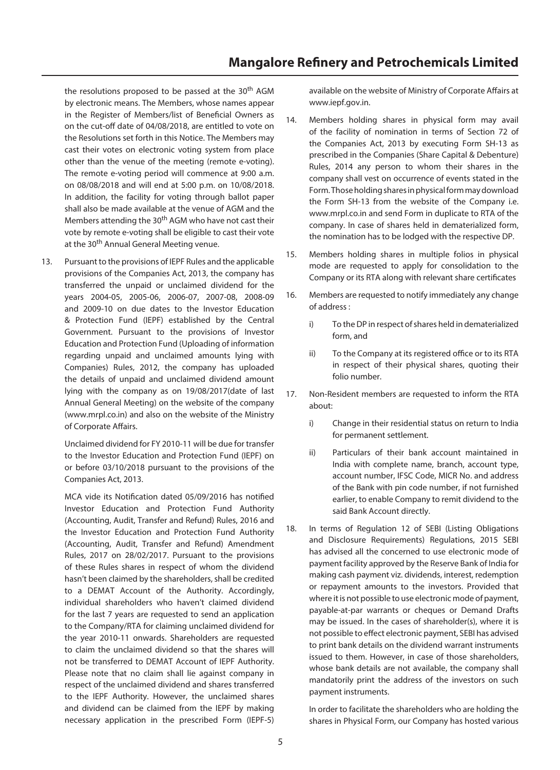the resolutions proposed to be passed at the 30th AGM by electronic means. The Members, whose names appear in the Register of Members/list of Beneficial Owners as on the cut-off date of 04/08/2018, are entitled to vote on the Resolutions set forth in this Notice. The Members may cast their votes on electronic voting system from place other than the venue of the meeting (remote e-voting). The remote e-voting period will commence at 9:00 a.m. on 08/08/2018 and will end at 5:00 p.m. on 10/08/2018. In addition, the facility for voting through ballot paper shall also be made available at the venue of AGM and the Members attending the 30th AGM who have not cast their vote by remote e-voting shall be eligible to cast their vote at the 30th Annual General Meeting venue.

13. Pursuant to the provisions of IEPF Rules and the applicable provisions of the Companies Act, 2013, the company has transferred the unpaid or unclaimed dividend for the years 2004-05, 2005-06, 2006-07, 2007-08, 2008-09 and 2009-10 on due dates to the Investor Education & Protection Fund (IEPF) established by the Central Government. Pursuant to the provisions of Investor Education and Protection Fund (Uploading of information regarding unpaid and unclaimed amounts lying with Companies) Rules, 2012, the company has uploaded the details of unpaid and unclaimed dividend amount lying with the company as on 19/08/2017(date of last Annual General Meeting) on the website of the company (www.mrpl.co.in) and also on the website of the Ministry of Corporate Affairs.

    Unclaimed dividend for FY 2010-11 will be due for transfer to the Investor Education and Protection Fund (IEPF) on or before 03/10/2018 pursuant to the provisions of the Companies Act, 2013.

    MCA vide its Notification dated 05/09/2016 has notified Investor Education and Protection Fund Authority (Accounting, Audit, Transfer and Refund) Rules, 2016 and the Investor Education and Protection Fund Authority (Accounting, Audit, Transfer and Refund) Amendment Rules, 2017 on 28/02/2017. Pursuant to the provisions of these Rules shares in respect of whom the dividend hasn't been claimed by the shareholders, shall be credited to a DEMAT Account of the Authority. Accordingly, individual shareholders who haven't claimed dividend for the last 7 years are requested to send an application to the Company/RTA for claiming unclaimed dividend for the year 2010-11 onwards. Shareholders are requested to claim the unclaimed dividend so that the shares will not be transferred to DEMAT Account of IEPF Authority. Please note that no claim shall lie against company in respect of the unclaimed dividend and shares transferred to the IEPF Authority. However, the unclaimed shares and dividend can be claimed from the IEPF by making necessary application in the prescribed Form (IEPF-5) available on the website of Ministry of Corporate Affairs at www.iepf.gov.in.

14. Members holding shares in physical form may avail of the facility of nomination in terms of Section 72 of the Companies Act, 2013 by executing Form SH-13 as prescribed in the Companies (Share Capital & Debenture) Rules, 2014 any person to whom their shares in the company shall vest on occurrence of events stated in the Form. Those holding shares in physical form may download the Form SH-13 from the website of the Company i.e. www.mrpl.co.in and send Form in duplicate to RTA of the company. In case of shares held in dematerialized form, the nomination has to be lodged with the respective DP.

15. Members holding shares in multiple folios in physical mode are requested to apply for consolidation to the Company or its RTA along with relevant share certificates

16. Members are requested to notify immediately any change of address :

    i) To the DP in respect of shares held in dematerialized form, and

    ii) To the Company at its registered office or to its RTA in respect of their physical shares, quoting their folio number.

17. Non-Resident members are requested to inform the RTA about:

    i) Change in their residential status on return to India for permanent settlement.

    ii) Particulars of their bank account maintained in India with complete name, branch, account type, account number, IFSC Code, MICR No. and address of the Bank with pin code number, if not furnished earlier, to enable Company to remit dividend to the said Bank Account directly.

18. In terms of Regulation 12 of SEBI (Listing Obligations and Disclosure Requirements) Regulations, 2015 SEBI has advised all the concerned to use electronic mode of payment facility approved by the Reserve Bank of India for making cash payment viz. dividends, interest, redemption or repayment amounts to the investors. Provided that where it is not possible to use electronic mode of payment, payable-at-par warrants or cheques or Demand Drafts may be issued. In the cases of shareholder(s), where it is not possible to effect electronic payment, SEBI has advised to print bank details on the dividend warrant instruments issued to them. However, in case of those shareholders, whose bank details are not available, the company shall mandatorily print the address of the investors on such payment instruments.

    In order to facilitate the shareholders who are holding the shares in Physical Form, our Company has hosted various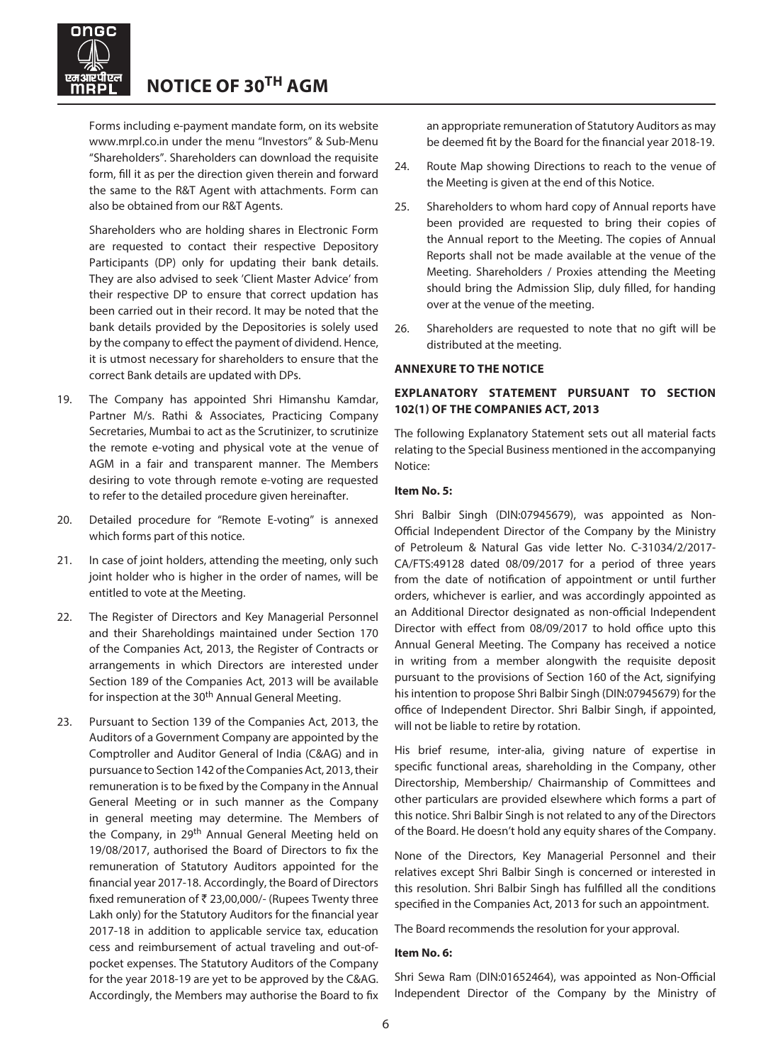Forms including e-payment mandate form, on its website www.mrpl.co.in under the menu "Investors" & Sub-Menu "Shareholders". Shareholders can download the requisite form, fill it as per the direction given therein and forward the same to the R&T Agent with attachments. Form can also be obtained from our R&T Agents.

Shareholders who are holding shares in Electronic Form are requested to contact their respective Depository Participants (DP) only for updating their bank details. They are also advised to seek 'Client Master Advice' from their respective DP to ensure that correct updation has been carried out in their record. It may be noted that the bank details provided by the Depositories is solely used by the company to effect the payment of dividend. Hence, it is utmost necessary for shareholders to ensure that the correct Bank details are updated with DPs.

19. The Company has appointed Shri Himanshu Kamdar, Partner M/s. Rathi & Associates, Practicing Company Secretaries, Mumbai to act as the Scrutinizer, to scrutinize the remote e-voting and physical vote at the venue of AGM in a fair and transparent manner. The Members desiring to vote through remote e-voting are requested to refer to the detailed procedure given hereinafter.

20. Detailed procedure for "Remote E-voting" is annexed which forms part of this notice.

21. In case of joint holders, attending the meeting, only such joint holder who is higher in the order of names, will be entitled to vote at the Meeting.

22. The Register of Directors and Key Managerial Personnel and their Shareholdings maintained under Section 170 of the Companies Act, 2013, the Register of Contracts or arrangements in which Directors are interested under Section 189 of the Companies Act, 2013 will be available for inspection at the 30th Annual General Meeting.

23. Pursuant to Section 139 of the Companies Act, 2013, the Auditors of a Government Company are appointed by the Comptroller and Auditor General of India (C&AG) and in pursuance to Section 142 of the Companies Act, 2013, their remuneration is to be fixed by the Company in the Annual General Meeting or in such manner as the Company in general meeting may determine. The Members of the Company, in 29th Annual General Meeting held on 19/08/2017, authorised the Board of Directors to fix the remuneration of Statutory Auditors appointed for the financial year 2017-18. Accordingly, the Board of Directors fixed remuneration of ₹ 23,00,000/- (Rupees Twenty three Lakh only) for the Statutory Auditors for the financial year 2017-18 in addition to applicable service tax, education cess and reimbursement of actual traveling and out-of-pocket expenses. The Statutory Auditors of the Company for the year 2018-19 are yet to be approved by the C&AG. Accordingly, the Members may authorise the Board to fix an appropriate remuneration of Statutory Auditors as may be deemed fit by the Board for the financial year 2018-19.

24. Route Map showing Directions to reach to the venue of the Meeting is given at the end of this Notice.

25. Shareholders to whom hard copy of Annual reports have been provided are requested to bring their copies of the Annual report to the Meeting. The copies of Annual Reports shall not be made available at the venue of the Meeting. Shareholders / Proxies attending the Meeting should bring the Admission Slip, duly filled, for handing over at the venue of the meeting.

26. Shareholders are requested to note that no gift will be distributed at the meeting.

**ANNEXURE TO THE NOTICE**

**EXPLANATORY STATEMENT PURSUANT TO SECTION 102(1) OF THE COMPANIES ACT, 2013**

The following Explanatory Statement sets out all material facts relating to the Special Business mentioned in the accompanying Notice:

**Item No. 5:**

Shri Balbir Singh (DIN:07945679), was appointed as Non-Official Independent Director of the Company by the Ministry of Petroleum & Natural Gas vide letter No. C-31034/2/2017-CA/FTS:49128 dated 08/09/2017 for a period of three years from the date of notification of appointment or until further orders, whichever is earlier, and was accordingly appointed as an Additional Director designated as non-official Independent Director with effect from 08/09/2017 to hold office upto this Annual General Meeting. The Company has received a notice in writing from a member alongwith the requisite deposit pursuant to the provisions of Section 160 of the Act, signifying his intention to propose Shri Balbir Singh (DIN:07945679) for the office of Independent Director. Shri Balbir Singh, if appointed, will not be liable to retire by rotation.

His brief resume, inter-alia, giving nature of expertise in specific functional areas, shareholding in the Company, other Directorship, Membership/ Chairmanship of Committees and other particulars are provided elsewhere which forms a part of this notice. Shri Balbir Singh is not related to any of the Directors of the Board. He doesn't hold any equity shares of the Company.

None of the Directors, Key Managerial Personnel and their relatives except Shri Balbir Singh is concerned or interested in this resolution. Shri Balbir Singh has fulfilled all the conditions specified in the Companies Act, 2013 for such an appointment.

The Board recommends the resolution for your approval.

**Item No. 6:**

Shri Sewa Ram (DIN:01652464), was appointed as Non-Official Independent Director of the Company by the Ministry of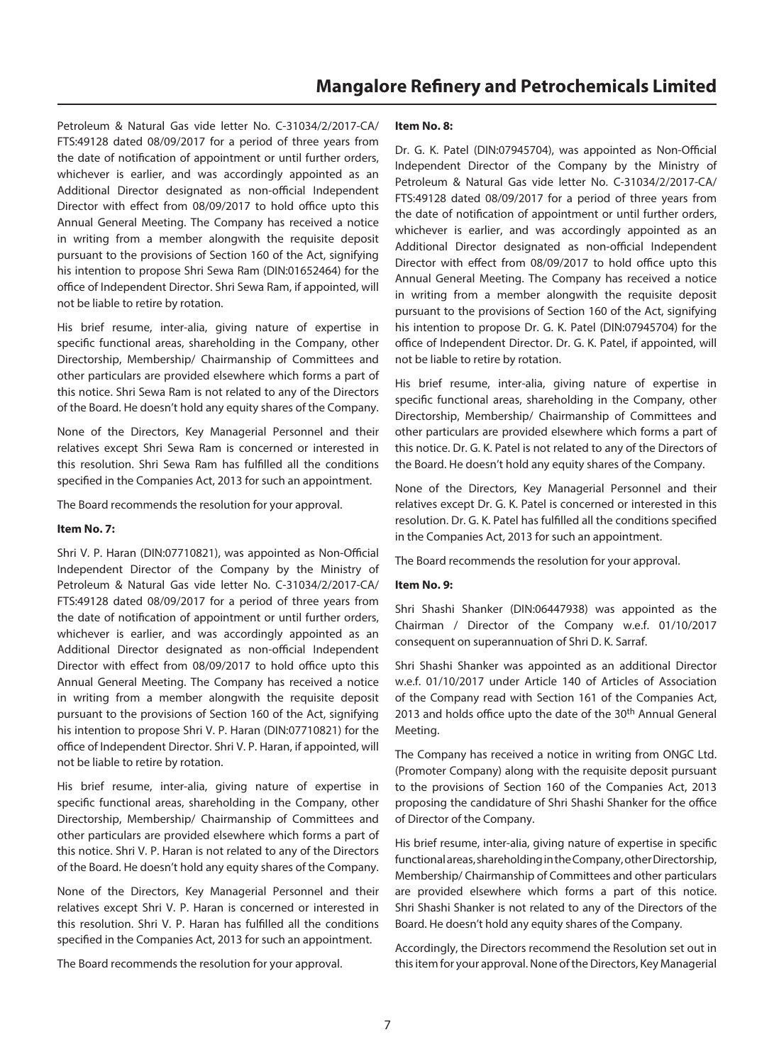Petroleum & Natural Gas vide letter No. C-31034/2/2017-CA/FTS:49128 dated 08/09/2017 for a period of three years from the date of notification of appointment or until further orders, whichever is earlier, and was accordingly appointed as an Additional Director designated as non-official Independent Director with effect from 08/09/2017 to hold office upto this Annual General Meeting. The Company has received a notice in writing from a member alongwith the requisite deposit pursuant to the provisions of Section 160 of the Act, signifying his intention to propose Shri Sewa Ram (DIN:01652464) for the office of Independent Director. Shri Sewa Ram, if appointed, will not be liable to retire by rotation.

His brief resume, inter-alia, giving nature of expertise in specific functional areas, shareholding in the Company, other Directorship, Membership/ Chairmanship of Committees and other particulars are provided elsewhere which forms a part of this notice. Shri Sewa Ram is not related to any of the Directors of the Board. He doesn't hold any equity shares of the Company.

None of the Directors, Key Managerial Personnel and their relatives except Shri Sewa Ram is concerned or interested in this resolution. Shri Sewa Ram has fulfilled all the conditions specified in the Companies Act, 2013 for such an appointment.

The Board recommends the resolution for your approval.

**Item No. 7:**

Shri V. P. Haran (DIN:07710821), was appointed as Non-Official Independent Director of the Company by the Ministry of Petroleum & Natural Gas vide letter No. C-31034/2/2017-CA/FTS:49128 dated 08/09/2017 for a period of three years from the date of notification of appointment or until further orders, whichever is earlier, and was accordingly appointed as an Additional Director designated as non-official Independent Director with effect from 08/09/2017 to hold office upto this Annual General Meeting. The Company has received a notice in writing from a member alongwith the requisite deposit pursuant to the provisions of Section 160 of the Act, signifying his intention to propose Shri V. P. Haran (DIN:07710821) for the office of Independent Director. Shri V. P. Haran, if appointed, will not be liable to retire by rotation.

His brief resume, inter-alia, giving nature of expertise in specific functional areas, shareholding in the Company, other Directorship, Membership/ Chairmanship of Committees and other particulars are provided elsewhere which forms a part of this notice. Shri V. P. Haran is not related to any of the Directors of the Board. He doesn't hold any equity shares of the Company.

None of the Directors, Key Managerial Personnel and their relatives except Shri V. P. Haran is concerned or interested in this resolution. Shri V. P. Haran has fulfilled all the conditions specified in the Companies Act, 2013 for such an appointment.

The Board recommends the resolution for your approval.

**Item No. 8:**

Dr. G. K. Patel (DIN:07945704), was appointed as Non-Official Independent Director of the Company by the Ministry of Petroleum & Natural Gas vide letter No. C-31034/2/2017-CA/FTS:49128 dated 08/09/2017 for a period of three years from the date of notification of appointment or until further orders, whichever is earlier, and was accordingly appointed as an Additional Director designated as non-official Independent Director with effect from 08/09/2017 to hold office upto this Annual General Meeting. The Company has received a notice in writing from a member alongwith the requisite deposit pursuant to the provisions of Section 160 of the Act, signifying his intention to propose Dr. G. K. Patel (DIN:07945704) for the office of Independent Director. Dr. G. K. Patel, if appointed, will not be liable to retire by rotation.

His brief resume, inter-alia, giving nature of expertise in specific functional areas, shareholding in the Company, other Directorship, Membership/ Chairmanship of Committees and other particulars are provided elsewhere which forms a part of this notice. Dr. G. K. Patel is not related to any of the Directors of the Board. He doesn't hold any equity shares of the Company.

None of the Directors, Key Managerial Personnel and their relatives except Dr. G. K. Patel is concerned or interested in this resolution. Dr. G. K. Patel has fulfilled all the conditions specified in the Companies Act, 2013 for such an appointment.

The Board recommends the resolution for your approval.

**Item No. 9:**

Shri Shashi Shanker (DIN:06447938) was appointed as the Chairman / Director of the Company w.e.f. 01/10/2017 consequent on superannuation of Shri D. K. Sarraf.

Shri Shashi Shanker was appointed as an additional Director w.e.f. 01/10/2017 under Article 140 of Articles of Association of the Company read with Section 161 of the Companies Act, 2013 and holds office upto the date of the 30th Annual General Meeting.

The Company has received a notice in writing from ONGC Ltd. (Promoter Company) along with the requisite deposit pursuant to the provisions of Section 160 of the Companies Act, 2013 proposing the candidature of Shri Shashi Shanker for the office of Director of the Company.

His brief resume, inter-alia, giving nature of expertise in specific functional areas, shareholding in the Company, other Directorship, Membership/ Chairmanship of Committees and other particulars are provided elsewhere which forms a part of this notice. Shri Shashi Shanker is not related to any of the Directors of the Board. He doesn't hold any equity shares of the Company.

Accordingly, the Directors recommend the Resolution set out in this item for your approval. None of the Directors, Key Managerial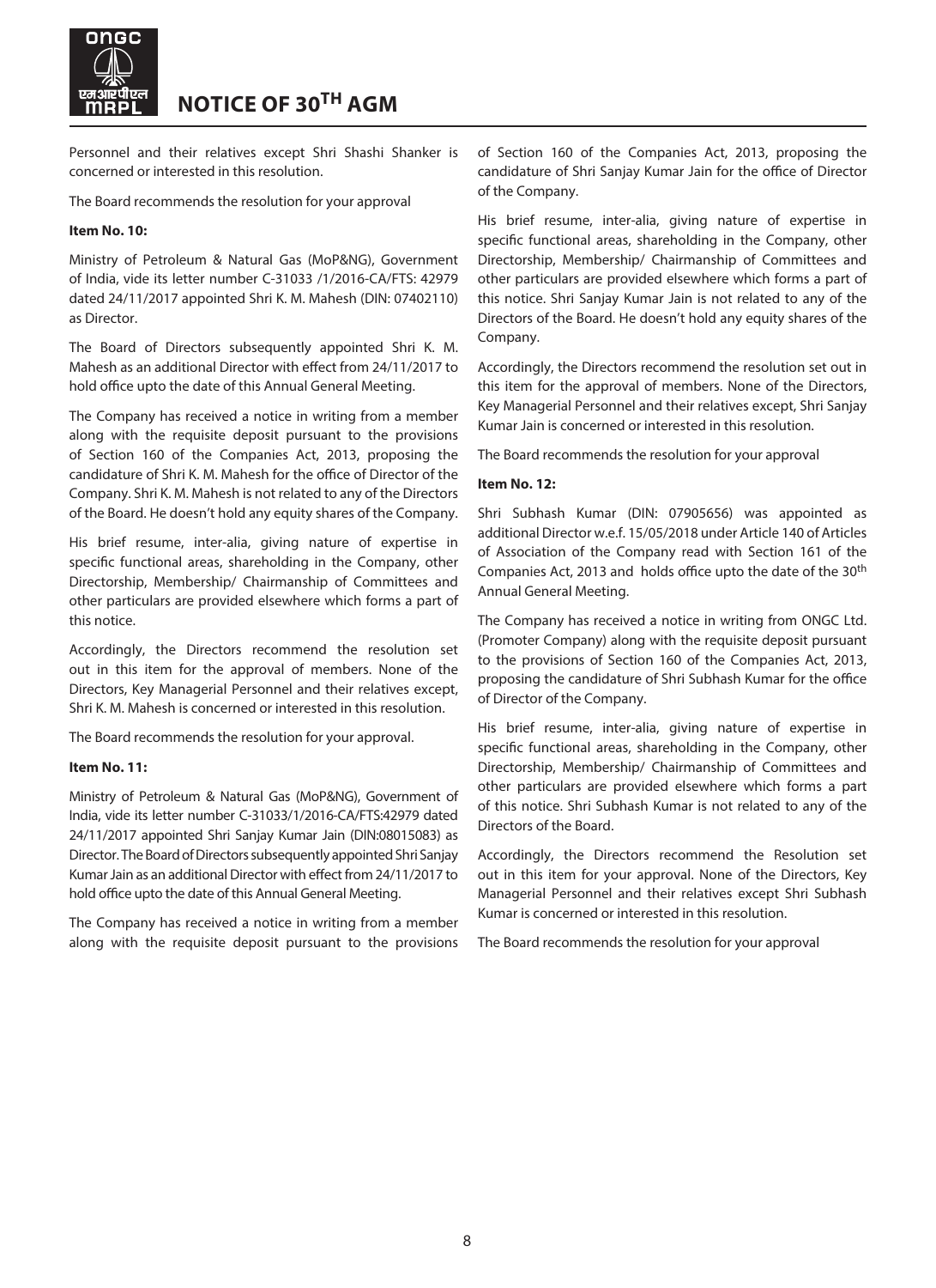Personnel and their relatives except Shri Shashi Shanker is concerned or interested in this resolution.

The Board recommends the resolution for your approval

**Item No. 10:**

Ministry of Petroleum & Natural Gas (MoP&NG), Government of India, vide its letter number C-31033 /1/2016-CA/FTS: 42979 dated 24/11/2017 appointed Shri K. M. Mahesh (DIN: 07402110) as Director.

The Board of Directors subsequently appointed Shri K. M. Mahesh as an additional Director with effect from 24/11/2017 to hold office upto the date of this Annual General Meeting.

The Company has received a notice in writing from a member along with the requisite deposit pursuant to the provisions of Section 160 of the Companies Act, 2013, proposing the candidature of Shri K. M. Mahesh for the office of Director of the Company. Shri K. M. Mahesh is not related to any of the Directors of the Board. He doesn't hold any equity shares of the Company.

His brief resume, inter-alia, giving nature of expertise in specific functional areas, shareholding in the Company, other Directorship, Membership/ Chairmanship of Committees and other particulars are provided elsewhere which forms a part of this notice.

Accordingly, the Directors recommend the resolution set out in this item for the approval of members. None of the Directors, Key Managerial Personnel and their relatives except, Shri K. M. Mahesh is concerned or interested in this resolution.

The Board recommends the resolution for your approval.

**Item No. 11:**

Ministry of Petroleum & Natural Gas (MoP&NG), Government of India, vide its letter number C-31033/1/2016-CA/FTS:42979 dated 24/11/2017 appointed Shri Sanjay Kumar Jain (DIN:08015083) as Director. The Board of Directors subsequently appointed Shri Sanjay Kumar Jain as an additional Director with effect from 24/11/2017 to hold office upto the date of this Annual General Meeting.

The Company has received a notice in writing from a member along with the requisite deposit pursuant to the provisions of Section 160 of the Companies Act, 2013, proposing the candidature of Shri Sanjay Kumar Jain for the office of Director of the Company.

His brief resume, inter-alia, giving nature of expertise in specific functional areas, shareholding in the Company, other Directorship, Membership/ Chairmanship of Committees and other particulars are provided elsewhere which forms a part of this notice. Shri Sanjay Kumar Jain is not related to any of the Directors of the Board. He doesn't hold any equity shares of the Company.

Accordingly, the Directors recommend the resolution set out in this item for the approval of members. None of the Directors, Key Managerial Personnel and their relatives except, Shri Sanjay Kumar Jain is concerned or interested in this resolution.

The Board recommends the resolution for your approval

**Item No. 12:**

Shri Subhash Kumar (DIN: 07905656) was appointed as additional Director w.e.f. 15/05/2018 under Article 140 of Articles of Association of the Company read with Section 161 of the Companies Act, 2013 and holds office upto the date of the 30th Annual General Meeting.

The Company has received a notice in writing from ONGC Ltd. (Promoter Company) along with the requisite deposit pursuant to the provisions of Section 160 of the Companies Act, 2013, proposing the candidature of Shri Subhash Kumar for the office of Director of the Company.

His brief resume, inter-alia, giving nature of expertise in specific functional areas, shareholding in the Company, other Directorship, Membership/ Chairmanship of Committees and other particulars are provided elsewhere which forms a part of this notice. Shri Subhash Kumar is not related to any of the Directors of the Board.

Accordingly, the Directors recommend the Resolution set out in this item for your approval. None of the Directors, Key Managerial Personnel and their relatives except Shri Subhash Kumar is concerned or interested in this resolution.

The Board recommends the resolution for your approval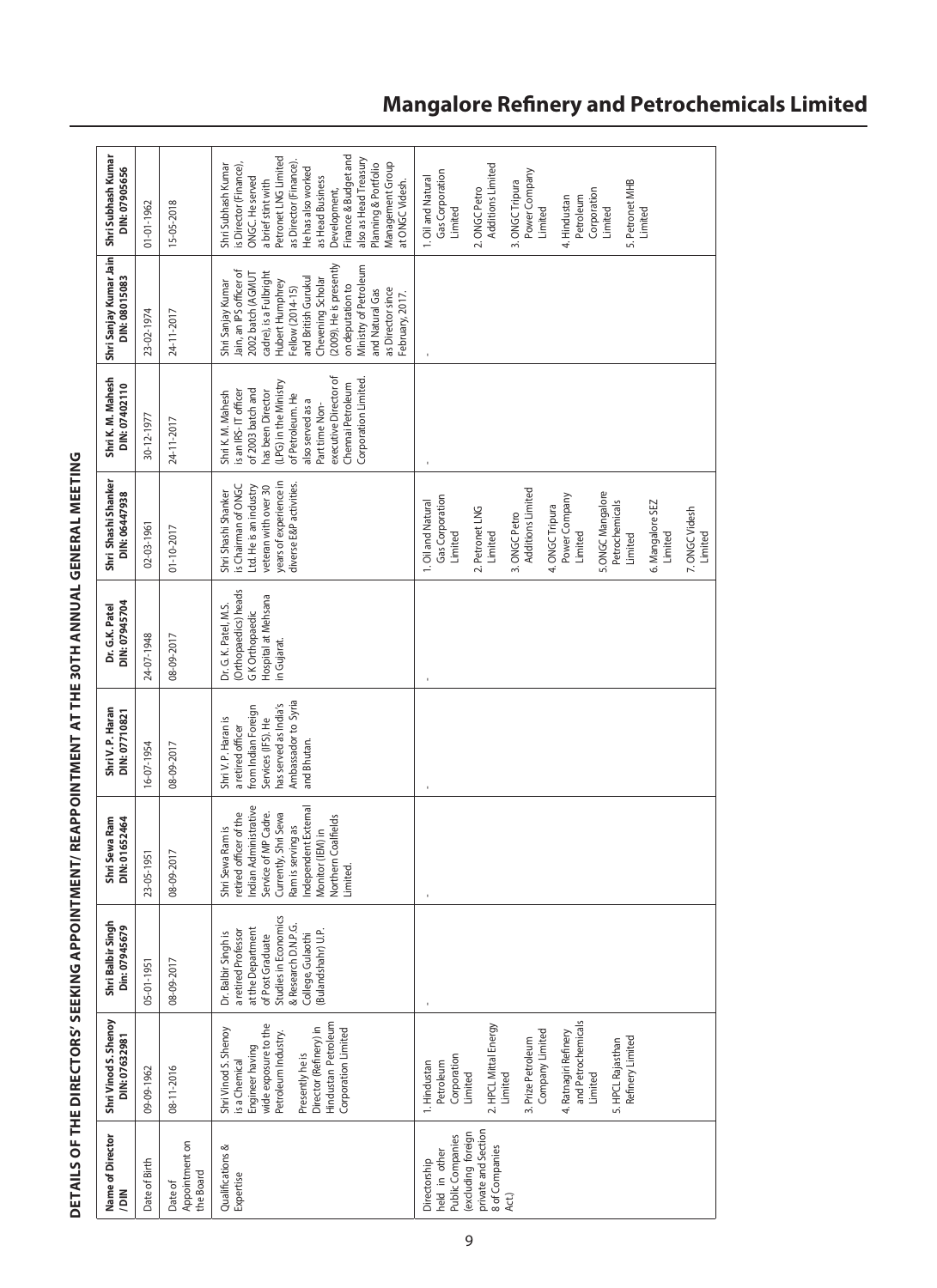## DETAILS OF THE DIRECTORS' SEEKING APPOINTMENT/ REAPPOINTMENT AT THE 30TH ANNUAL GENERAL MEETING

| Name of Director /DIN | Shri Vinod S. Shenoy DIN:07632981 | Shri Balbir Singh Din: 07945679 | Shri Sewa Ram DIN:01652464 | Shri V. P. Haran DIN: 07710821 | Dr. G.K. Patel DIN: 07945704 | Shri Shashi Shanker DIN: 06447938 | Shri K. M. Mahesh DIN: 07402110 | Shri Sanjay Kumar Jain DIN: 08015083 | Shri Subhash Kumar DIN: 07905656 |
|---|---|---|---|---|---|---|---|---|---|
| Date of Birth | 09-09-1962 | 05-01-1951 | 23-05-1951 | 16-07-1954 | 24-07-1948 | 02-03-1961 | 30-12-1977 | 23-02-1974 | 01-01-1962 |
| Date of Appointment on the Board | 08-11-2016 | 08-09-2017 | 08-09-2017 | 08-09-2017 | 08-09-2017 | 01-10-2017 | 24-11-2017 | 24-11-2017 | 15-05-2018 |
| Qualifications & Expertise | Shri Vinod S. Shenoy is a Chemical Engineer having wide exposure to the Petroleum Industry. Presently he is Director (Refinery) in Hindustan Petroleum Corporation Limited | Dr. Balbir Singh is a retired Professor at the Department of Post Graduate Studies in Economics & Research D.N.P.G. College Gulaothi (Bulandshahr) U.P. | Shri Sewa Ram is retired officer of the Indian Administrative Service of MP Cadre. Currently, Shri Sewa Ram is serving as Independent External Monitor (IEM) in Northern Coalfields Limited. | Shri V. P. Haran is a retired officer from Indian Foreign Services (IFS). He has served as India's Ambassador to Syria and Bhutan. | Dr. G. K. Patel, M.S. (Orthopaedics) heads G K Orthopaedic Hospital at Mehsana in Gujarat. | Shri Shashi Shanker is Chairman of ONGC Ltd. He is an industry veteran with over 30 years of experience in diverse E&P activities. | Shri K. M. Mahesh is an IRS- IT officer of 2003 batch and has been Director (LPG) in the Ministry of Petroleum. He also served as a Part time Non-executive Director of Chennai Petroleum Corporation Limited. | Shri Sanjay Kumar Jain, an IPS officer of 2002 batch (AGMUT cadre), is a Fulbright Hubert Humphrey Fellow (2014-15) and British Gurukul Chevening Scholar (2009). He is presently on deputation to Ministry of Petroleum and Natural Gas as Director since February, 2017. | Shri Subhash Kumar is Director (Finance), ONGC. He served a brief stint with Petronet LNG Limited as Director (Finance). He has also worked as Head Business Development, Finance &Budget and also as Head Treasury Planning & Portfolio Management Group at ONGC Videsh. |
| Directorship held in other Public Companies (excluding foreign private and Section 8 of Companies Act.) | 1. Hindustan Petroleum Corporation Limited<br>2. HPCL Mittal Energy Limited<br>3. Prize Petroleum Company Limited<br>4. Ratnagiri Refinery and Petrochemicals Limited<br>5. HPCL Rajasthan Refinery Limited | - | - | - | - | 1. Oil and Natural Gas Corporation Limited<br>2. Petronet LNG Limited<br>3. ONGC Petro Additions Limited<br>4. ONGC Tripura Power Company Limited<br>5.ONGC Mangalore Petrochemicals Limited<br>6. Mangalore SEZ Limited<br>7. ONGC Videsh Limited | - | - | 1. Oil and Natural Gas Corporation Limited<br>2. ONGC Petro Additions Limited<br>3. ONGC Tripura Power Company Limited<br>4. Hindustan Petroleum Corporation Limited<br>5. Petronet MHB Limited |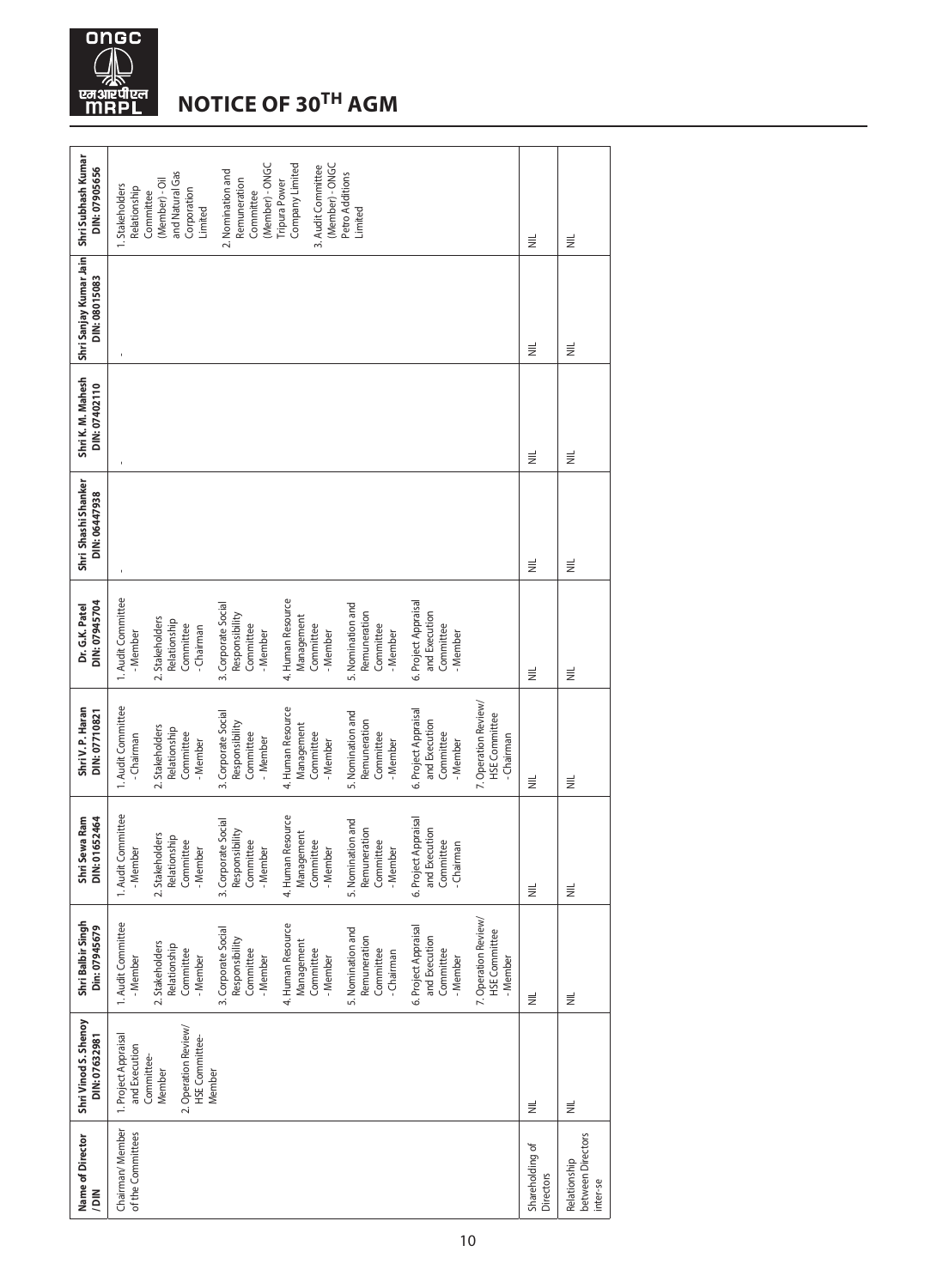# NOTICE OF 30TH AGM

| Name of Director /DIN | Shri Vinod S. Shenoy DIN: 07632981 | Shri Balbir Singh Din: 07945679 | Shri Sewa Ram DIN: 01652464 | Shri V. P. Haran DIN: 07710821 | Dr. G.K. Patel DIN: 07945704 | Shri Shashi Shanker DIN: 06447938 | Shri K. M. Mahesh DIN: 07402110 | Shri Sanjay Kumar Jain DIN: 08015083 | Shri Subhash Kumar DIN: 07905656 |
|---|---|---|---|---|---|---|---|---|---|
| Chairman/ Member of the Committees | 1. Project Appraisal and Execution Committee- Member<br>2. Operation Review/ HSE Committee- Member | 1. Audit Committee - Member<br>2. Stakeholders Relationship Committee - Member<br>3. Corporate Social Responsibility Committee - Member<br>4. Human Resource Management Committee - Member<br>5. Nomination and Remuneration Committee - Chairman<br>6. Project Appraisal and Execution Committee - Member<br>7. Operation Review/ HSE Committee - Member | 1. Audit Committee - Member<br>2. Stakeholders Relationship Committee - Member<br>3. Corporate Social Responsibility Committee - Member<br>4. Human Resource Management Committee - Member<br>5. Nomination and Remuneration Committee - Member<br>6. Project Appraisal and Execution Committee - Chairman | 1. Audit Committee - Chairman<br>2. Stakeholders Relationship Committee - Member<br>3. Corporate Social Responsibility Committee - Member<br>4. Human Resource Management Committee - Member<br>5. Nomination and Remuneration Committee - Member<br>6. Project Appraisal and Execution Committee - Member<br>7. Operation Review/ HSE Committee - Chairman | 1. Audit Committee - Member<br>2. Stakeholders Relationship Committee - Chairman<br>3. Corporate Social Responsibility Committee - Member<br>4. Human Resource Management Committee - Member<br>5. Nomination and Remuneration Committee - Member<br>6. Project Appraisal and Execution Committee - Member | - | - | - | 1. Stakeholders Relationship Committee (Member) - Oil and Natural Gas Corporation Limited<br>2. Nomination and Remuneration Committee (Member) - ONGC Tripura Power Company Limited<br>3. Audit Committee (Member) - ONGC Petro Additions Limited |
| Shareholding of Directors | NIL | NIL | NIL | NIL | NIL | NIL | NIL | NIL | NIL |
| Relationship between Directors inter-se | NIL | NIL | NIL | NIL | NIL | NIL | NIL | NIL | NIL |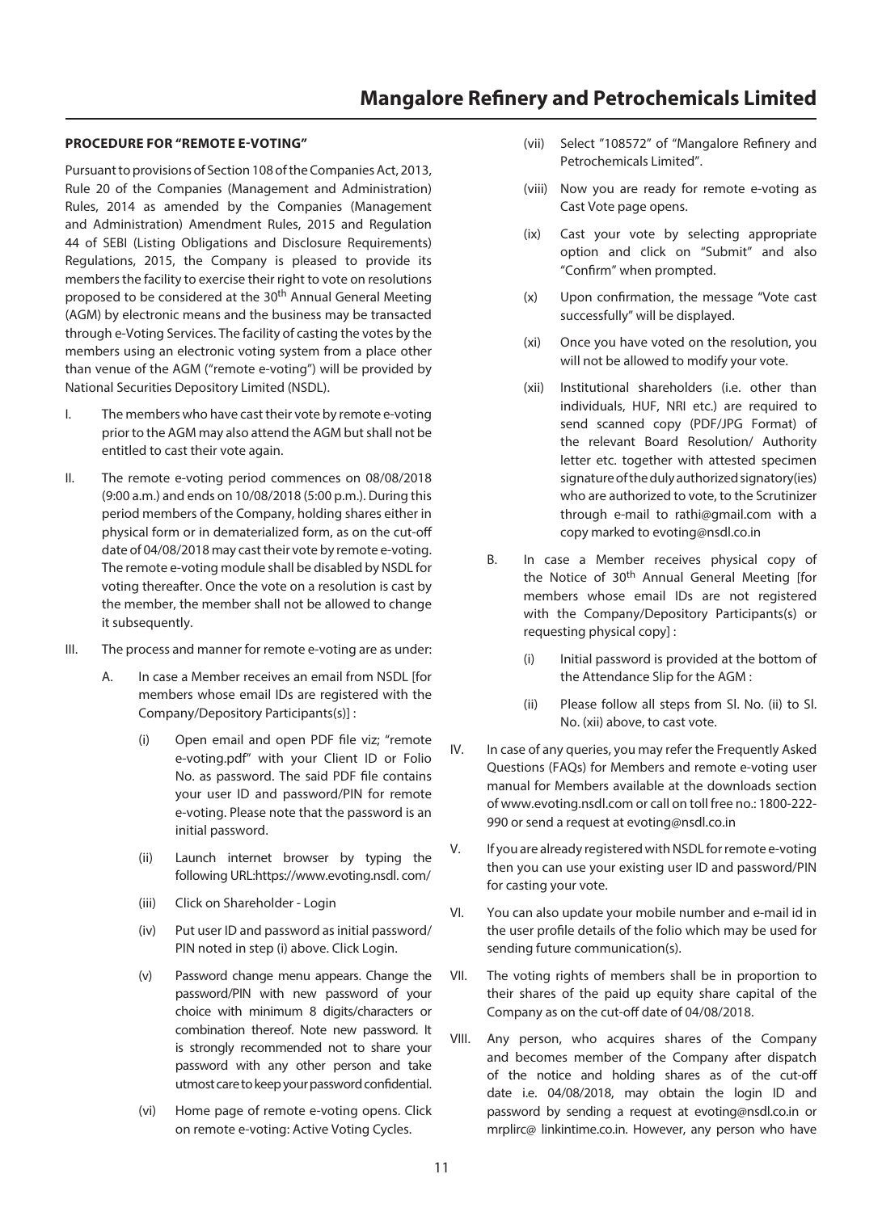**PROCEDURE FOR "REMOTE E-VOTING"**

Pursuant to provisions of Section 108 of the Companies Act, 2013, Rule 20 of the Companies (Management and Administration) Rules, 2014 as amended by the Companies (Management and Administration) Amendment Rules, 2015 and Regulation 44 of SEBI (Listing Obligations and Disclosure Requirements) Regulations, 2015, the Company is pleased to provide its members the facility to exercise their right to vote on resolutions proposed to be considered at the 30th Annual General Meeting (AGM) by electronic means and the business may be transacted through e-Voting Services. The facility of casting the votes by the members using an electronic voting system from a place other than venue of the AGM ("remote e-voting") will be provided by National Securities Depository Limited (NSDL).

I. The members who have cast their vote by remote e-voting prior to the AGM may also attend the AGM but shall not be entitled to cast their vote again.

II. The remote e-voting period commences on 08/08/2018 (9:00 a.m.) and ends on 10/08/2018 (5:00 p.m.). During this period members of the Company, holding shares either in physical form or in dematerialized form, as on the cut-off date of 04/08/2018 may cast their vote by remote e-voting. The remote e-voting module shall be disabled by NSDL for voting thereafter. Once the vote on a resolution is cast by the member, the member shall not be allowed to change it subsequently.

III. The process and manner for remote e-voting are as under:

A. In case a Member receives an email from NSDL [for members whose email IDs are registered with the Company/Depository Participants(s)] :

(i) Open email and open PDF file viz; "remote e-voting.pdf" with your Client ID or Folio No. as password. The said PDF file contains your user ID and password/PIN for remote e-voting. Please note that the password is an initial password.

(ii) Launch internet browser by typing the following URL:https://www.evoting.nsdl. com/

(iii) Click on Shareholder - Login

(iv) Put user ID and password as initial password/ PIN noted in step (i) above. Click Login.

(v) Password change menu appears. Change the password/PIN with new password of your choice with minimum 8 digits/characters or combination thereof. Note new password. It is strongly recommended not to share your password with any other person and take utmost care to keep your password confidential.

(vi) Home page of remote e-voting opens. Click on remote e-voting: Active Voting Cycles.

(vii) Select "108572" of "Mangalore Refinery and Petrochemicals Limited".

(viii) Now you are ready for remote e-voting as Cast Vote page opens.

(ix) Cast your vote by selecting appropriate option and click on "Submit" and also "Confirm" when prompted.

(x) Upon confirmation, the message "Vote cast successfully" will be displayed.

(xi) Once you have voted on the resolution, you will not be allowed to modify your vote.

(xii) Institutional shareholders (i.e. other than individuals, HUF, NRI etc.) are required to send scanned copy (PDF/JPG Format) of the relevant Board Resolution/ Authority letter etc. together with attested specimen signature of the duly authorized signatory(ies) who are authorized to vote, to the Scrutinizer through e-mail to rathi@gmail.com with a copy marked to evoting@nsdl.co.in

B. In case a Member receives physical copy of the Notice of 30th Annual General Meeting [for members whose email IDs are not registered with the Company/Depository Participants(s) or requesting physical copy] :

(i) Initial password is provided at the bottom of the Attendance Slip for the AGM :

(ii) Please follow all steps from Sl. No. (ii) to Sl. No. (xii) above, to cast vote.

IV. In case of any queries, you may refer the Frequently Asked Questions (FAQs) for Members and remote e-voting user manual for Members available at the downloads section of www.evoting.nsdl.com or call on toll free no.: 1800-222-990 or send a request at evoting@nsdl.co.in

V. If you are already registered with NSDL for remote e-voting then you can use your existing user ID and password/PIN for casting your vote.

VI. You can also update your mobile number and e-mail id in the user profile details of the folio which may be used for sending future communication(s).

VII. The voting rights of members shall be in proportion to their shares of the paid up equity share capital of the Company as on the cut-off date of 04/08/2018.

VIII. Any person, who acquires shares of the Company and becomes member of the Company after dispatch of the notice and holding shares as of the cut-off date i.e. 04/08/2018, may obtain the login ID and password by sending a request at evoting@nsdl.co.in or mrplirc@ linkintime.co.in. However, any person who have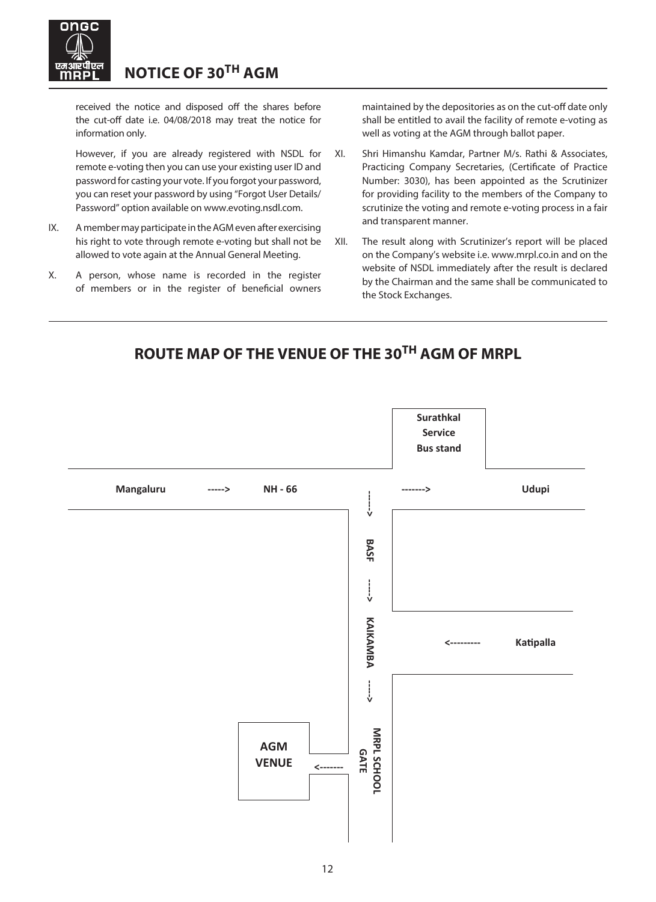received the notice and disposed off the shares before the cut-off date i.e. 04/08/2018 may treat the notice for information only.

However, if you are already registered with NSDL for remote e-voting then you can use your existing user ID and password for casting your vote. If you forgot your password, you can reset your password by using "Forgot User Details/ Password" option available on www.evoting.nsdl.com.

IX. A member may participate in the AGM even after exercising his right to vote through remote e-voting but shall not be allowed to vote again at the Annual General Meeting.

X. A person, whose name is recorded in the register of members or in the register of beneficial owners maintained by the depositories as on the cut-off date only shall be entitled to avail the facility of remote e-voting as well as voting at the AGM through ballot paper.

XI. Shri Himanshu Kamdar, Partner M/s. Rathi & Associates, Practicing Company Secretaries, (Certificate of Practice Number: 3030), has been appointed as the Scrutinizer for providing facility to the members of the Company to scrutinize the voting and remote e-voting process in a fair and transparent manner.

XII. The result along with Scrutinizer's report will be placed on the Company's website i.e. www.mrpl.co.in and on the website of NSDL immediately after the result is declared by the Chairman and the same shall be communicated to the Stock Exchanges.

## ROUTE MAP OF THE VENUE OF THE 30TH AGM OF MRPL

**Surathkal Service Bus stand**

**Mangaluru** -----> **NH - 66** -------> **Udupi**

-----> **BASF** -----> **KAIKAMBA** -----> **MRPL SCHOOL GATE**

<--------- **Katipalla**

**AGM VENUE** <-------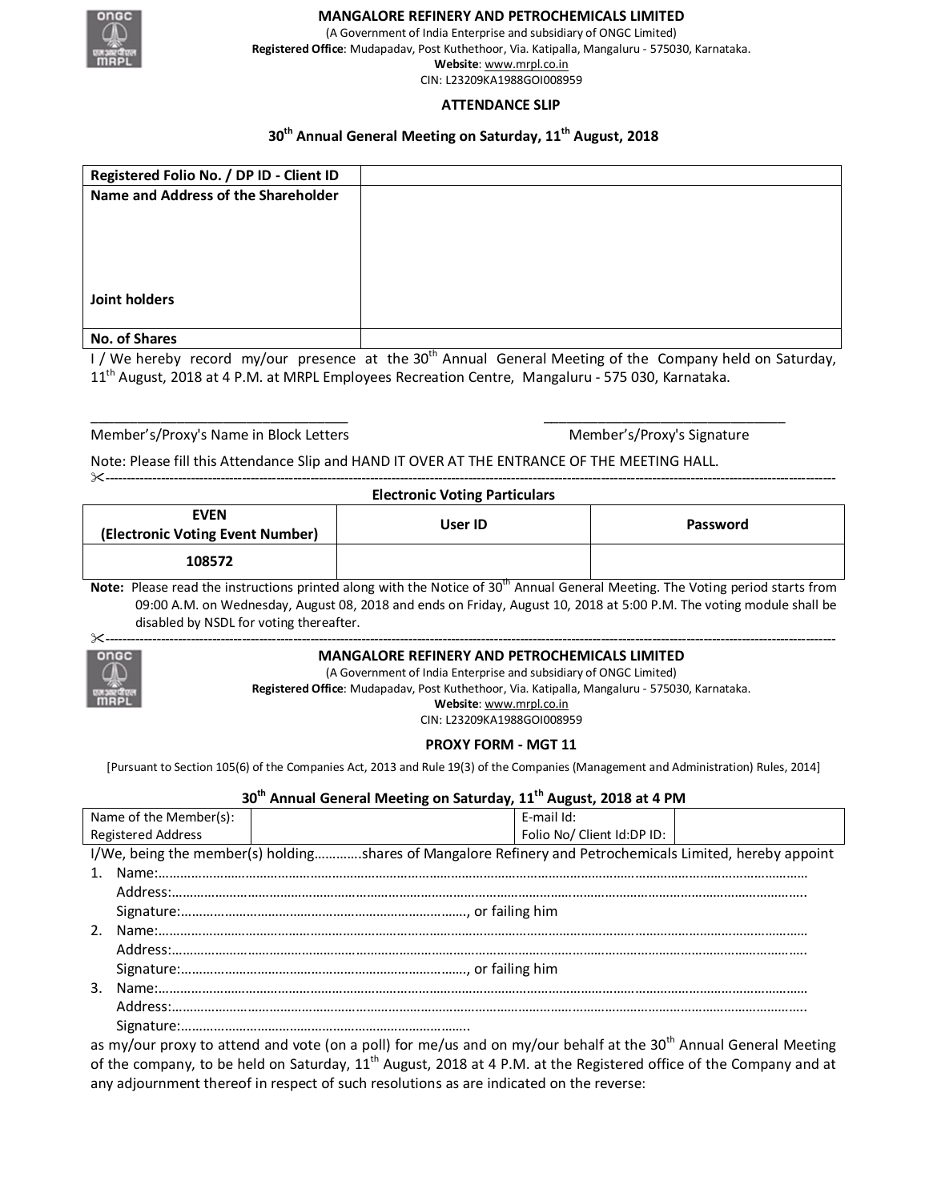**MANGALORE REFINERY AND PETROCHEMICALS LIMITED**
(A Government of India Enterprise and subsidiary of ONGC Limited)
**Registered Office**: Mudapadav, Post Kuthethoor, Via. Katipalla, Mangaluru - 575030, Karnataka.
**Website**: www.mrpl.co.in
CIN: L23209KA1988GOI008959

## ATTENDANCE SLIP

### 30th Annual General Meeting on Saturday, 11th August, 2018

| **Registered Folio No. / DP ID - Client ID** | |
|---|---|
| **Name and Address of the Shareholder**<br><br>**Joint holders** | |
| **No. of Shares** | |

I / We hereby record my/our presence at the 30th Annual General Meeting of the Company held on Saturday, 11th August, 2018 at 4 P.M. at MRPL Employees Recreation Centre, Mangaluru - 575 030, Karnataka.

\_\_\_\_\_\_\_\_\_\_\_\_\_\_\_\_\_\_\_\_\_\_\_\_\_\_\_\_\_\_\_\_ \_\_\_\_\_\_\_\_\_\_\_\_\_\_\_\_\_\_\_\_\_\_\_\_\_\_\_\_\_\_\_\_
Member's/Proxy's Name in Block Letters Member's/Proxy's Signature

Note: Please fill this Attendance Slip and HAND IT OVER AT THE ENTRANCE OF THE MEETING HALL.

---

**Electronic Voting Particulars**

| EVEN (Electronic Voting Event Number) | User ID | Password |
|---|---|---|
| **108572** | | |

**Note:** Please read the instructions printed along with the Notice of 30th Annual General Meeting. The Voting period starts from 09:00 A.M. on Wednesday, August 08, 2018 and ends on Friday, August 10, 2018 at 5:00 P.M. The voting module shall be disabled by NSDL for voting thereafter.

---

**MANGALORE REFINERY AND PETROCHEMICALS LIMITED**
(A Government of India Enterprise and subsidiary of ONGC Limited)
**Registered Office**: Mudapadav, Post Kuthethoor, Via. Katipalla, Mangaluru - 575030, Karnataka.
**Website**: www.mrpl.co.in
CIN: L23209KA1988GOI008959

## PROXY FORM - MGT 11

[Pursuant to Section 105(6) of the Companies Act, 2013 and Rule 19(3) of the Companies (Management and Administration) Rules, 2014]

### 30th Annual General Meeting on Saturday, 11th August, 2018 at 4 PM

| Name of the Member(s):<br>Registered Address | | E-mail Id:<br>Folio No/ Client Id:DP ID: | |
|---|---|---|---|

I/We, being the member(s) holding…………shares of Mangalore Refinery and Petrochemicals Limited, hereby appoint

1. Name:……………………………………………………………………………………………………
   Address:…………………………………………………………………………………………………
   Signature:……………………………………………………………, or failing him
2. Name:……………………………………………………………………………………………………
   Address:…………………………………………………………………………………………………
   Signature:……………………………………………………………, or failing him
3. Name:……………………………………………………………………………………………………
   Address:…………………………………………………………………………………………………
   Signature:……………………………………………………………

as my/our proxy to attend and vote (on a poll) for me/us and on my/our behalf at the 30th Annual General Meeting of the company, to be held on Saturday, 11th August, 2018 at 4 P.M. at the Registered office of the Company and at any adjournment thereof in respect of such resolutions as are indicated on the reverse: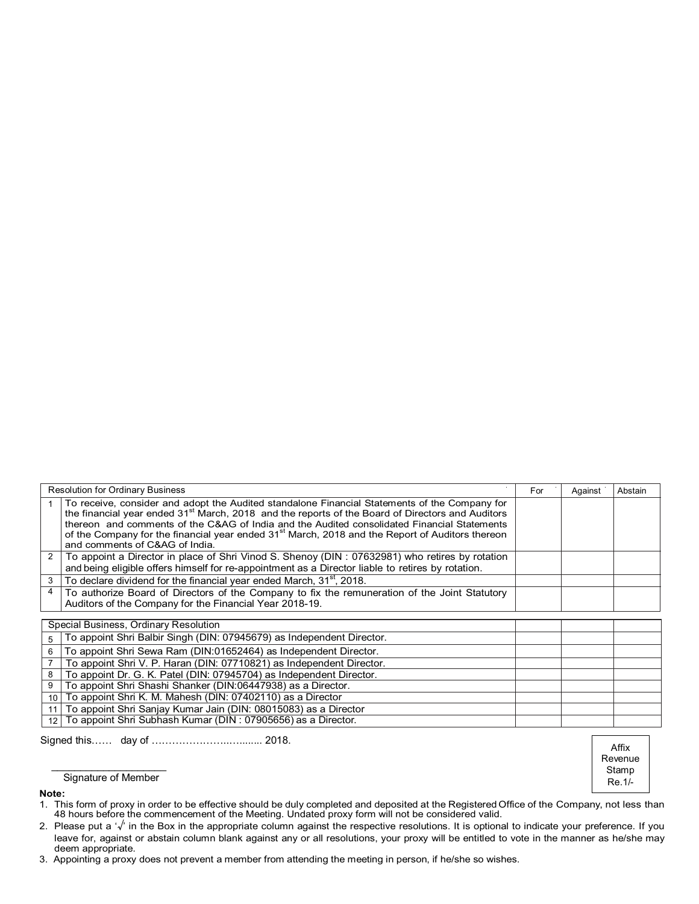| | Resolution for Ordinary Business | For | Against | Abstain |
|---|---|---|---|---|
| 1 | To receive, consider and adopt the Audited standalone Financial Statements of the Company for the financial year ended 31st March, 2018 and the reports of the Board of Directors and Auditors thereon and comments of the C&AG of India and the Audited consolidated Financial Statements of the Company for the financial year ended 31st March, 2018 and the Report of Auditors thereon and comments of C&AG of India. | | | |
| 2 | To appoint a Director in place of Shri Vinod S. Shenoy (DIN : 07632981) who retires by rotation and being eligible offers himself for re-appointment as a Director liable to retires by rotation. | | | |
| 3 | To declare dividend for the financial year ended March, 31st, 2018. | | | |
| 4 | To authorize Board of Directors of the Company to fix the remuneration of the Joint Statutory Auditors of the Company for the Financial Year 2018-19. | | | |

| | Special Business, Ordinary Resolution | | | |
|---|---|---|---|---|
| 5 | To appoint Shri Balbir Singh (DIN: 07945679) as Independent Director. | | | |
| 6 | To appoint Shri Sewa Ram (DIN:01652464) as Independent Director. | | | |
| 7 | To appoint Shri V. P. Haran (DIN: 07710821) as Independent Director. | | | |
| 8 | To appoint Dr. G. K. Patel (DIN: 07945704) as Independent Director. | | | |
| 9 | To appoint Shri Shashi Shanker (DIN:06447938) as a Director. | | | |
| 10 | To appoint Shri K. M. Mahesh (DIN: 07402110) as a Director | | | |
| 11 | To appoint Shri Sanjay Kumar Jain (DIN: 08015083) as a Director | | | |
| 12 | To appoint Shri Subhash Kumar (DIN : 07905656) as a Director. | | | |

Signed this…… day of ………………….…......... 2018.

Affix Revenue Stamp Re.1/-

____________________
Signature of Member

**Note:**

1. This form of proxy in order to be effective should be duly completed and deposited at the Registered Office of the Company, not less than 48 hours before the commencement of the Meeting. Undated proxy form will not be considered valid.
2. Please put a '√' in the Box in the appropriate column against the respective resolutions. It is optional to indicate your preference. If you leave for, against or abstain column blank against any or all resolutions, your proxy will be entitled to vote in the manner as he/she may deem appropriate.
3. Appointing a proxy does not prevent a member from attending the meeting in person, if he/she so wishes.